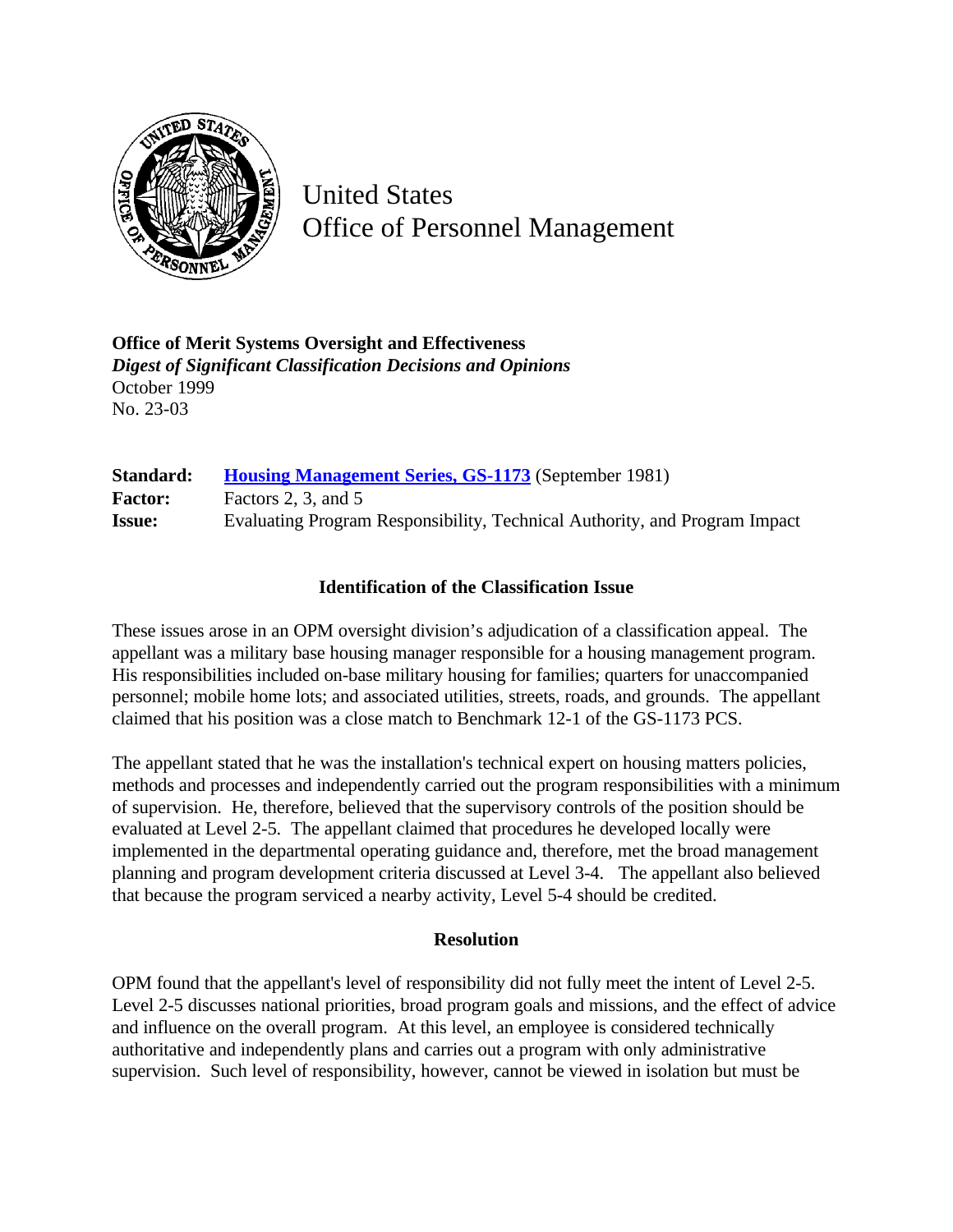United States
Office of Personnel Management

**Office of Merit Systems Oversight and Effectiveness**
***Digest of Significant Classification Decisions and Opinions***
October 1999
No. 23-03

| | |
|---|---|
| **Standard:** | **Housing Management Series, GS-1173** (September 1981) |
| **Factor:** | Factors 2, 3, and 5 |
| **Issue:** | Evaluating Program Responsibility, Technical Authority, and Program Impact |

## Identification of the Classification Issue

These issues arose in an OPM oversight division's adjudication of a classification appeal. The appellant was a military base housing manager responsible for a housing management program. His responsibilities included on-base military housing for families; quarters for unaccompanied personnel; mobile home lots; and associated utilities, streets, roads, and grounds. The appellant claimed that his position was a close match to Benchmark 12-1 of the GS-1173 PCS.

The appellant stated that he was the installation's technical expert on housing matters policies, methods and processes and independently carried out the program responsibilities with a minimum of supervision. He, therefore, believed that the supervisory controls of the position should be evaluated at Level 2-5. The appellant claimed that procedures he developed locally were implemented in the departmental operating guidance and, therefore, met the broad management planning and program development criteria discussed at Level 3-4. The appellant also believed that because the program serviced a nearby activity, Level 5-4 should be credited.

## Resolution

OPM found that the appellant's level of responsibility did not fully meet the intent of Level 2-5. Level 2-5 discusses national priorities, broad program goals and missions, and the effect of advice and influence on the overall program. At this level, an employee is considered technically authoritative and independently plans and carries out a program with only administrative supervision. Such level of responsibility, however, cannot be viewed in isolation but must be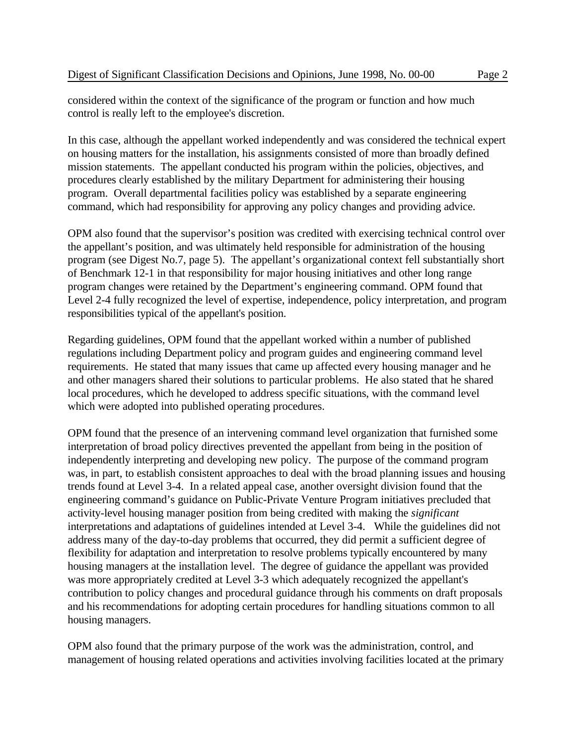considered within the context of the significance of the program or function and how much control is really left to the employee's discretion.

In this case, although the appellant worked independently and was considered the technical expert on housing matters for the installation, his assignments consisted of more than broadly defined mission statements. The appellant conducted his program within the policies, objectives, and procedures clearly established by the military Department for administering their housing program. Overall departmental facilities policy was established by a separate engineering command, which had responsibility for approving any policy changes and providing advice.

OPM also found that the supervisor's position was credited with exercising technical control over the appellant's position, and was ultimately held responsible for administration of the housing program (see Digest No.7, page 5). The appellant's organizational context fell substantially short of Benchmark 12-1 in that responsibility for major housing initiatives and other long range program changes were retained by the Department's engineering command. OPM found that Level 2-4 fully recognized the level of expertise, independence, policy interpretation, and program responsibilities typical of the appellant's position.

Regarding guidelines, OPM found that the appellant worked within a number of published regulations including Department policy and program guides and engineering command level requirements. He stated that many issues that came up affected every housing manager and he and other managers shared their solutions to particular problems. He also stated that he shared local procedures, which he developed to address specific situations, with the command level which were adopted into published operating procedures.

OPM found that the presence of an intervening command level organization that furnished some interpretation of broad policy directives prevented the appellant from being in the position of independently interpreting and developing new policy. The purpose of the command program was, in part, to establish consistent approaches to deal with the broad planning issues and housing trends found at Level 3-4. In a related appeal case, another oversight division found that the engineering command's guidance on Public-Private Venture Program initiatives precluded that activity-level housing manager position from being credited with making the *significant* interpretations and adaptations of guidelines intended at Level 3-4. While the guidelines did not address many of the day-to-day problems that occurred, they did permit a sufficient degree of flexibility for adaptation and interpretation to resolve problems typically encountered by many housing managers at the installation level. The degree of guidance the appellant was provided was more appropriately credited at Level 3-3 which adequately recognized the appellant's contribution to policy changes and procedural guidance through his comments on draft proposals and his recommendations for adopting certain procedures for handling situations common to all housing managers.

OPM also found that the primary purpose of the work was the administration, control, and management of housing related operations and activities involving facilities located at the primary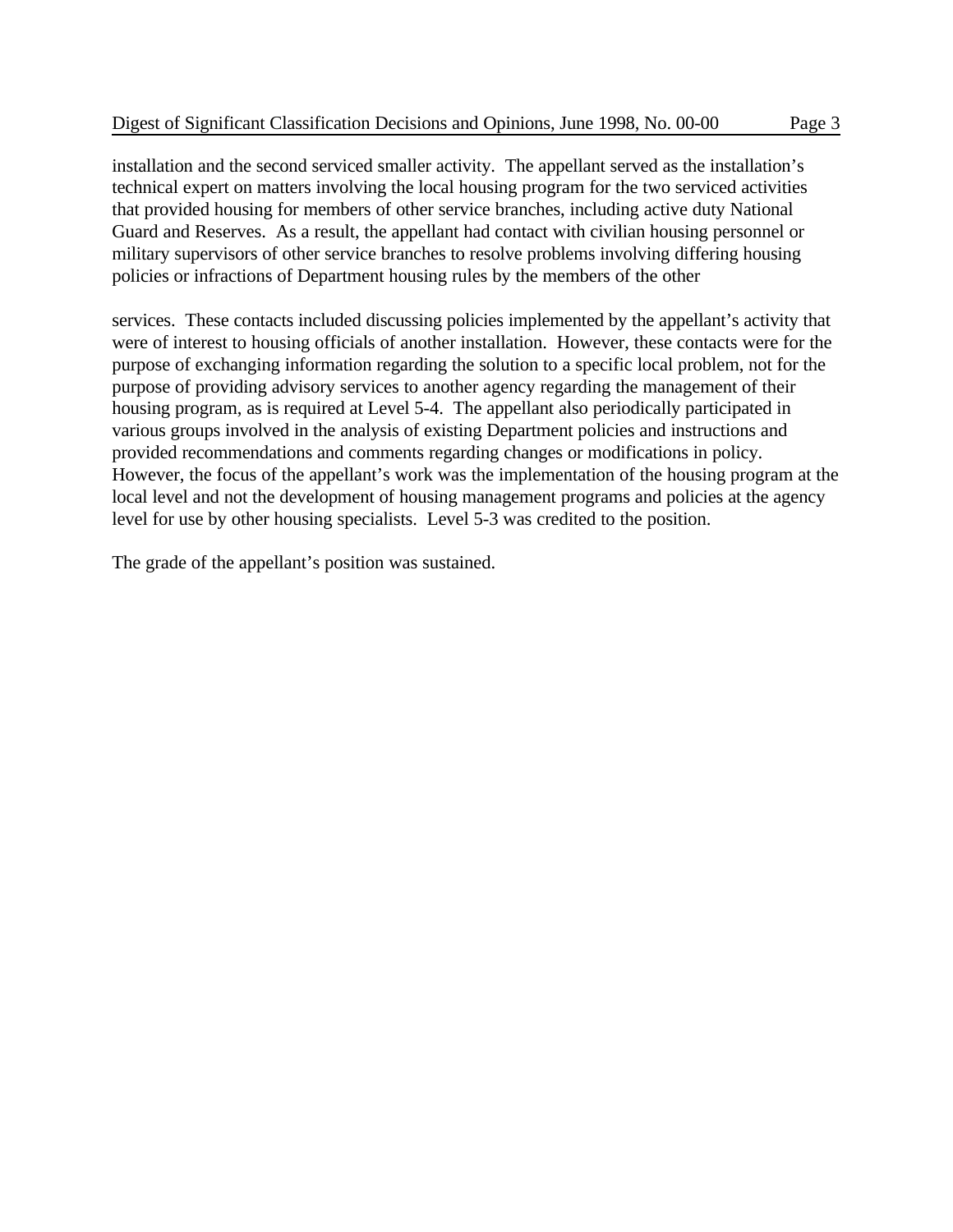installation and the second serviced smaller activity. The appellant served as the installation's technical expert on matters involving the local housing program for the two serviced activities that provided housing for members of other service branches, including active duty National Guard and Reserves. As a result, the appellant had contact with civilian housing personnel or military supervisors of other service branches to resolve problems involving differing housing policies or infractions of Department housing rules by the members of the other services. These contacts included discussing policies implemented by the appellant's activity that were of interest to housing officials of another installation. However, these contacts were for the purpose of exchanging information regarding the solution to a specific local problem, not for the purpose of providing advisory services to another agency regarding the management of their housing program, as is required at Level 5-4. The appellant also periodically participated in various groups involved in the analysis of existing Department policies and instructions and provided recommendations and comments regarding changes or modifications in policy. However, the focus of the appellant's work was the implementation of the housing program at the local level and not the development of housing management programs and policies at the agency level for use by other housing specialists. Level 5-3 was credited to the position.

The grade of the appellant's position was sustained.